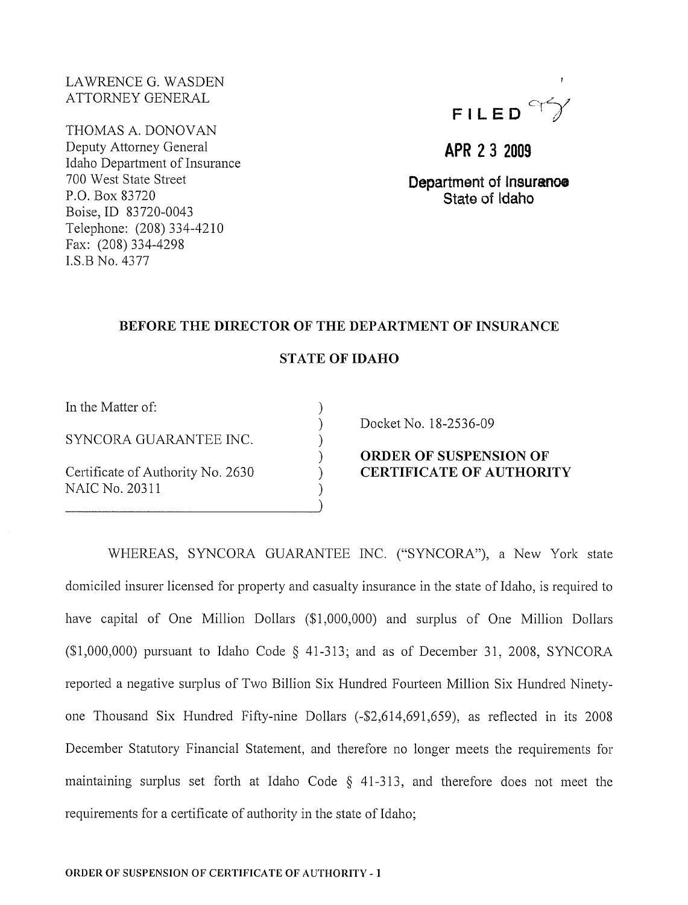LAWRENCE G. WASDEN
ATTORNEY GENERAL

THOMAS A. DONOVAN
Deputy Attorney General
Idaho Department of Insurance
700 West State Street
P.O. Box 83720
Boise, ID 83720-0043
Telephone: (208) 334-4210
Fax: (208) 334-4298
I.S.B No. 4377

FILED

APR 23 2009

Department of Insurance
State of Idaho

**BEFORE THE DIRECTOR OF THE DEPARTMENT OF INSURANCE**

**STATE OF IDAHO**

| | |
|---|---|
| In the Matter of:<br><br>SYNCORA GUARANTEE INC.<br><br>Certificate of Authority No. 2630<br>NAIC No. 20311 | Docket No. 18-2536-09<br><br>**ORDER OF SUSPENSION OF CERTIFICATE OF AUTHORITY** |

WHEREAS, SYNCORA GUARANTEE INC. ("SYNCORA"), a New York state domiciled insurer licensed for property and casualty insurance in the state of Idaho, is required to have capital of One Million Dollars ($1,000,000) and surplus of One Million Dollars ($1,000,000) pursuant to Idaho Code § 41-313; and as of December 31, 2008, SYNCORA reported a negative surplus of Two Billion Six Hundred Fourteen Million Six Hundred Ninety-one Thousand Six Hundred Fifty-nine Dollars (-$2,614,691,659), as reflected in its 2008 December Statutory Financial Statement, and therefore no longer meets the requirements for maintaining surplus set forth at Idaho Code § 41-313, and therefore does not meet the requirements for a certificate of authority in the state of Idaho;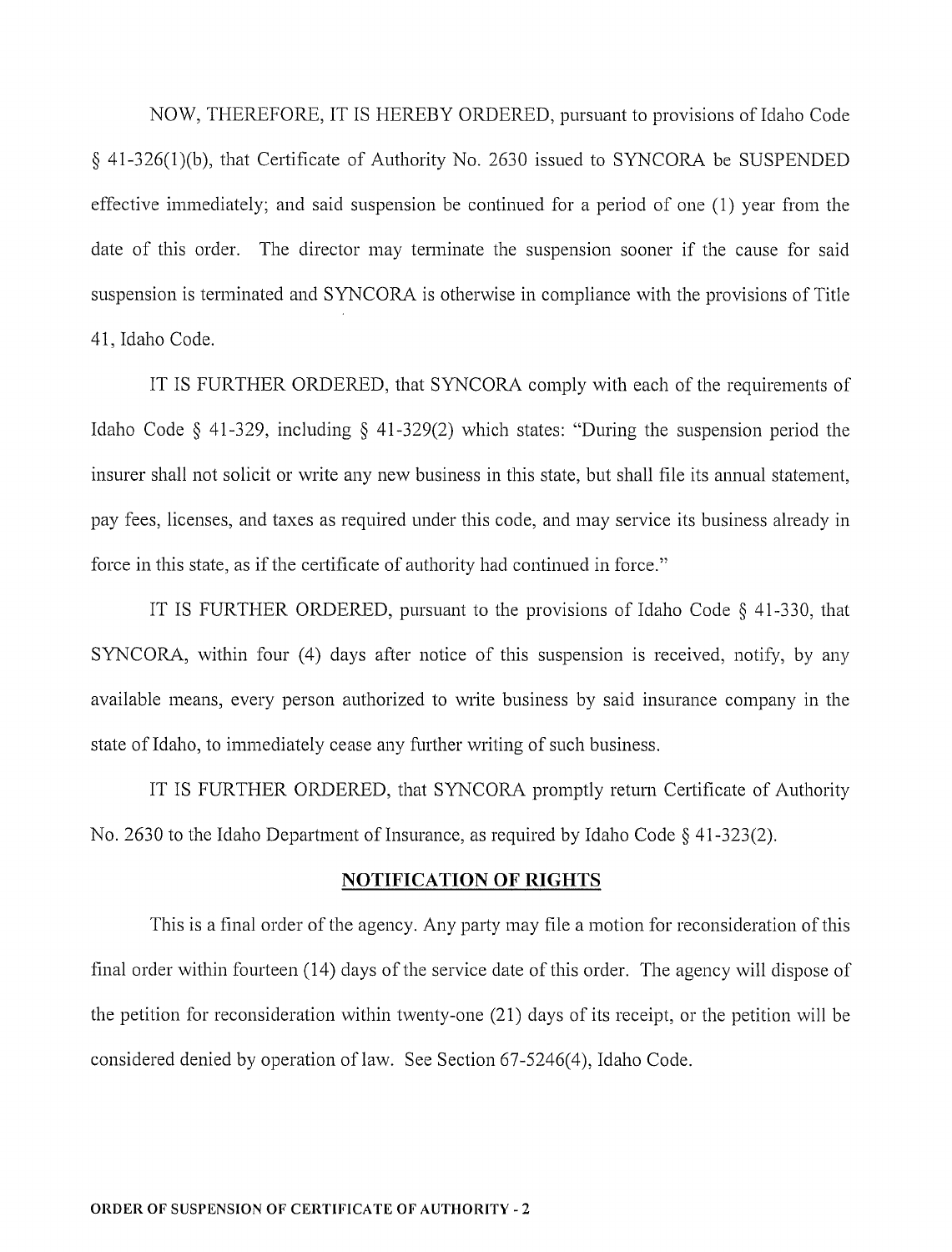NOW, THEREFORE, IT IS HEREBY ORDERED, pursuant to provisions of Idaho Code § 41-326(1)(b), that Certificate of Authority No. 2630 issued to SYNCORA be SUSPENDED effective immediately; and said suspension be continued for a period of one (1) year from the date of this order. The director may terminate the suspension sooner if the cause for said suspension is terminated and SYNCORA is otherwise in compliance with the provisions of Title 41, Idaho Code.

IT IS FURTHER ORDERED, that SYNCORA comply with each of the requirements of Idaho Code § 41-329, including § 41-329(2) which states: "During the suspension period the insurer shall not solicit or write any new business in this state, but shall file its annual statement, pay fees, licenses, and taxes as required under this code, and may service its business already in force in this state, as if the certificate of authority had continued in force."

IT IS FURTHER ORDERED, pursuant to the provisions of Idaho Code § 41-330, that SYNCORA, within four (4) days after notice of this suspension is received, notify, by any available means, every person authorized to write business by said insurance company in the state of Idaho, to immediately cease any further writing of such business.

IT IS FURTHER ORDERED, that SYNCORA promptly return Certificate of Authority No. 2630 to the Idaho Department of Insurance, as required by Idaho Code § 41-323(2).

## NOTIFICATION OF RIGHTS

This is a final order of the agency. Any party may file a motion for reconsideration of this final order within fourteen (14) days of the service date of this order. The agency will dispose of the petition for reconsideration within twenty-one (21) days of its receipt, or the petition will be considered denied by operation of law. See Section 67-5246(4), Idaho Code.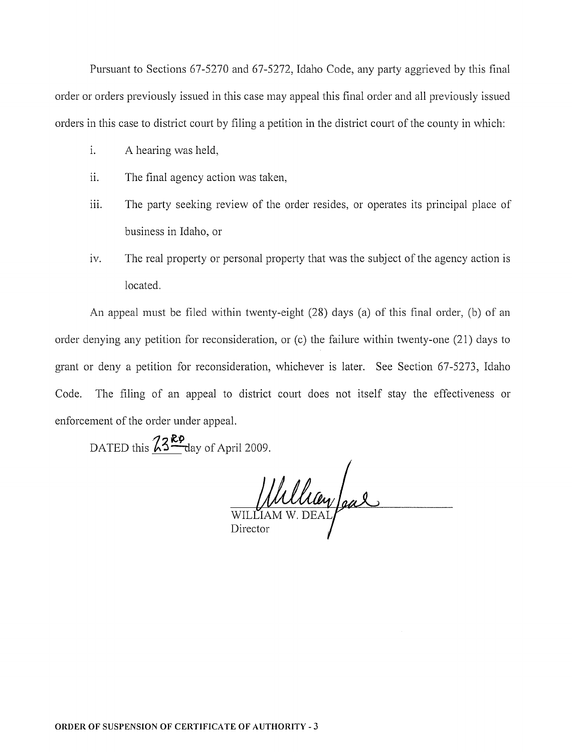Pursuant to Sections 67-5270 and 67-5272, Idaho Code, any party aggrieved by this final order or orders previously issued in this case may appeal this final order and all previously issued orders in this case to district court by filing a petition in the district court of the county in which:

i. A hearing was held,

ii. The final agency action was taken,

iii. The party seeking review of the order resides, or operates its principal place of business in Idaho, or

iv. The real property or personal property that was the subject of the agency action is located.

An appeal must be filed within twenty-eight (28) days (a) of this final order, (b) of an order denying any petition for reconsideration, or (c) the failure within twenty-one (21) days to grant or deny a petition for reconsideration, whichever is later. See Section 67-5273, Idaho Code. The filing of an appeal to district court does not itself stay the effectiveness or enforcement of the order under appeal.

DATED this 23RD day of April 2009.

WILLIAM W. DEAL
Director

**ORDER OF SUSPENSION OF CERTIFICATE OF AUTHORITY - 3**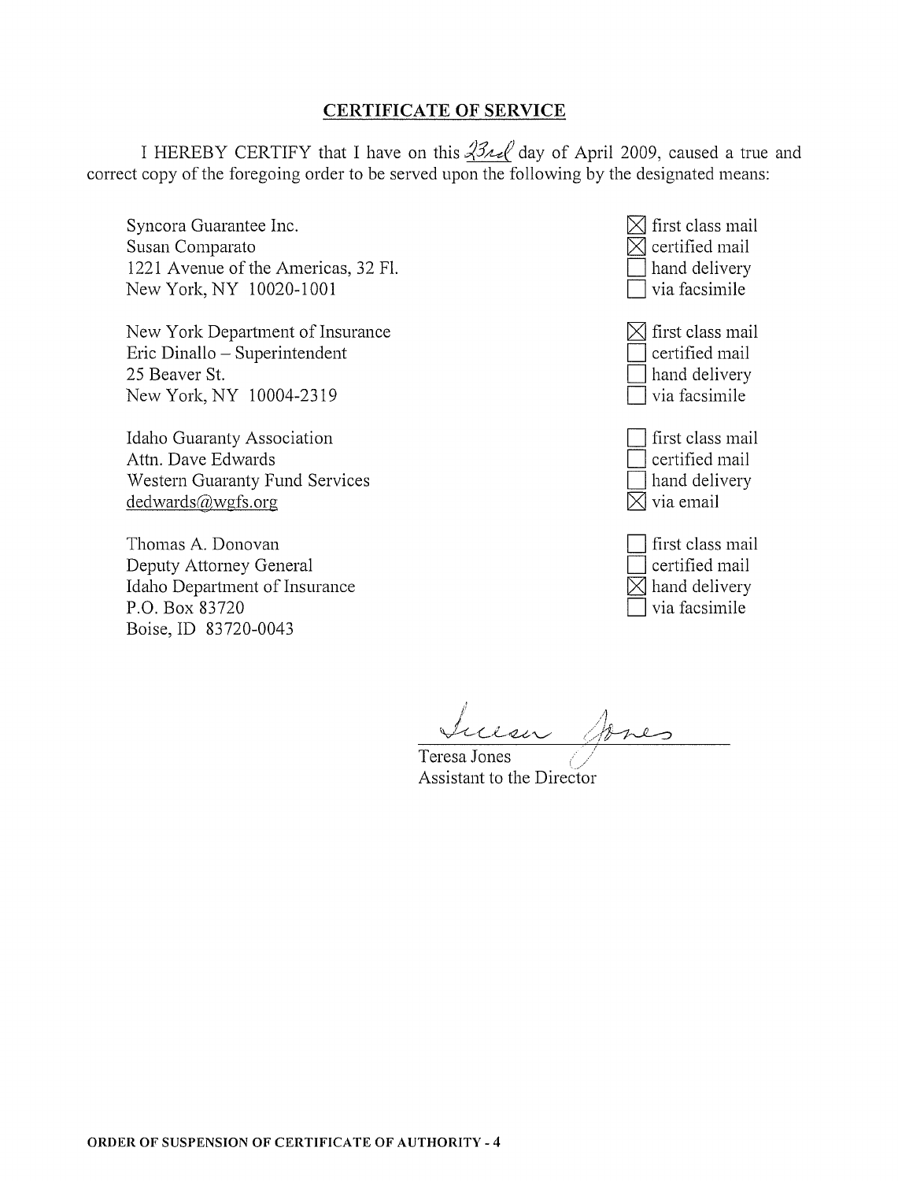## CERTIFICATE OF SERVICE

I HEREBY CERTIFY that I have on this 23rd day of April 2009, caused a true and correct copy of the foregoing order to be served upon the following by the designated means:

| | |
|---|---|
| Syncora Guarantee Inc.<br>Susan Comparato<br>1221 Avenue of the Americas, 32 Fl.<br>New York, NY 10020-1001 | ☒ first class mail<br>☒ certified mail<br>☐ hand delivery<br>☐ via facsimile |
| New York Department of Insurance<br>Eric Dinallo – Superintendent<br>25 Beaver St.<br>New York, NY 10004-2319 | ☒ first class mail<br>☐ certified mail<br>☐ hand delivery<br>☐ via facsimile |
| Idaho Guaranty Association<br>Attn. Dave Edwards<br>Western Guaranty Fund Services<br>dedwards@wgfs.org | ☐ first class mail<br>☐ certified mail<br>☐ hand delivery<br>☒ via email |
| Thomas A. Donovan<br>Deputy Attorney General<br>Idaho Department of Insurance<br>P.O. Box 83720<br>Boise, ID 83720-0043 | ☐ first class mail<br>☐ certified mail<br>☒ hand delivery<br>☐ via facsimile |

Teresa Jones
Assistant to the Director

ORDER OF SUSPENSION OF CERTIFICATE OF AUTHORITY - 4